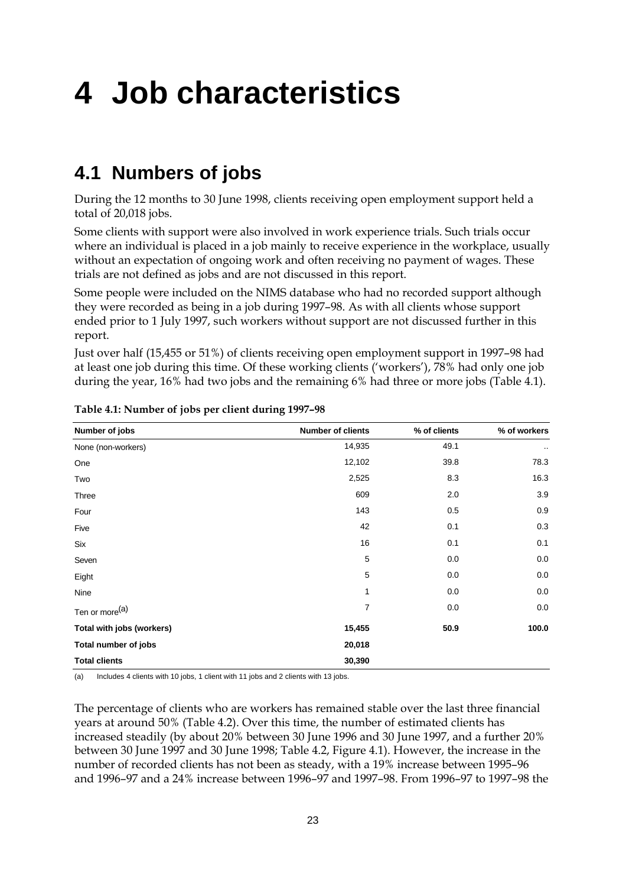# 4 Job characteristics

## 4.1 Numbers of jobs

During the 12 months to 30 June 1998, clients receiving open employment support held a total of 20,018 jobs.

Some clients with support were also involved in work experience trials. Such trials occur where an individual is placed in a job mainly to receive experience in the workplace, usually without an expectation of ongoing work and often receiving no payment of wages. These trials are not defined as jobs and are not discussed in this report.

Some people were included on the NIMS database who had no recorded support although they were recorded as being in a job during 1997–98. As with all clients whose support ended prior to 1 July 1997, such workers without support are not discussed further in this report.

Just over half (15,455 or 51%) of clients receiving open employment support in 1997–98 had at least one job during this time. Of these working clients ('workers'), 78% had only one job during the year, 16% had two jobs and the remaining 6% had three or more jobs (Table 4.1).

**Table 4.1: Number of jobs per client during 1997–98**

| Number of jobs | Number of clients | % of clients | % of workers |
|---|---|---|---|
| None (non-workers) | 14,935 | 49.1 | .. |
| One | 12,102 | 39.8 | 78.3 |
| Two | 2,525 | 8.3 | 16.3 |
| Three | 609 | 2.0 | 3.9 |
| Four | 143 | 0.5 | 0.9 |
| Five | 42 | 0.1 | 0.3 |
| Six | 16 | 0.1 | 0.1 |
| Seven | 5 | 0.0 | 0.0 |
| Eight | 5 | 0.0 | 0.0 |
| Nine | 1 | 0.0 | 0.0 |
| Ten or more[(a)] | 7 | 0.0 | 0.0 |
| **Total with jobs (workers)** | **15,455** | **50.9** | **100.0** |
| **Total number of jobs** | **20,018** | | |
| **Total clients** | **30,390** | | |

(a) Includes 4 clients with 10 jobs, 1 client with 11 jobs and 2 clients with 13 jobs.

The percentage of clients who are workers has remained stable over the last three financial years at around 50% (Table 4.2). Over this time, the number of estimated clients has increased steadily (by about 20% between 30 June 1996 and 30 June 1997, and a further 20% between 30 June 1997 and 30 June 1998; Table 4.2, Figure 4.1). However, the increase in the number of recorded clients has not been as steady, with a 19% increase between 1995–96 and 1996–97 and a 24% increase between 1996–97 and 1997–98. From 1996–97 to 1997–98 the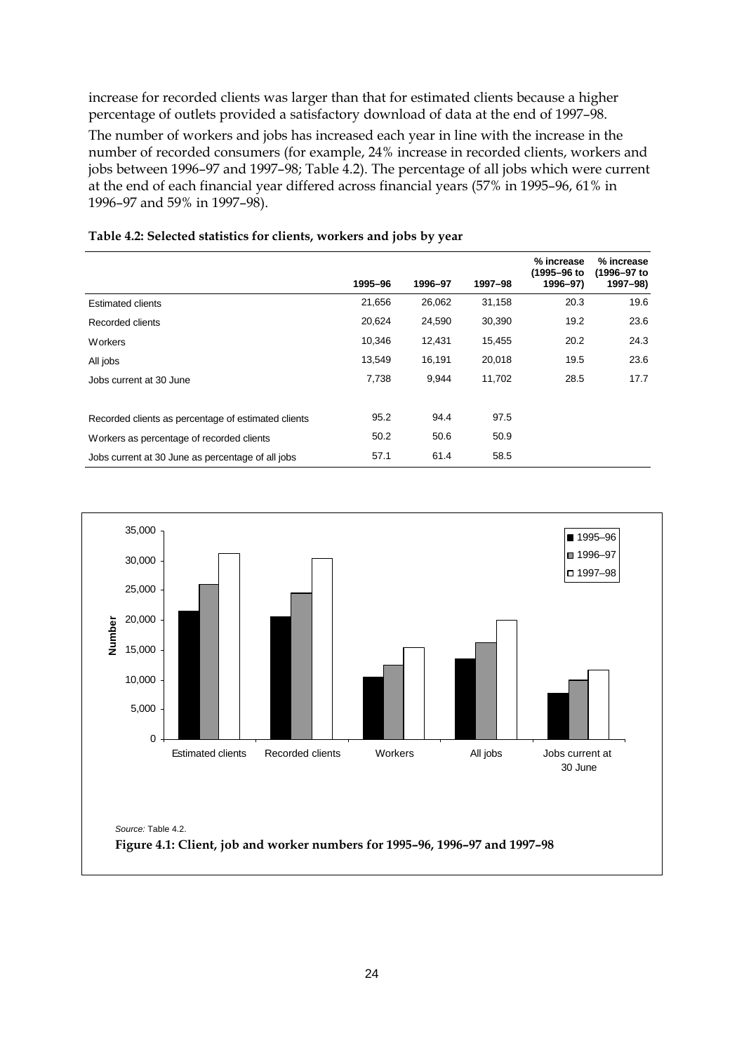increase for recorded clients was larger than that for estimated clients because a higher percentage of outlets provided a satisfactory download of data at the end of 1997–98.

The number of workers and jobs has increased each year in line with the increase in the number of recorded consumers (for example, 24% increase in recorded clients, workers and jobs between 1996–97 and 1997–98; Table 4.2). The percentage of all jobs which were current at the end of each financial year differed across financial years (57% in 1995–96, 61% in 1996–97 and 59% in 1997–98).

**Table 4.2: Selected statistics for clients, workers and jobs by year**

| | 1995–96 | 1996–97 | 1997–98 | % increase (1995–96 to 1996–97) | % increase (1996–97 to 1997–98) |
|---|---|---|---|---|---|
| Estimated clients | 21,656 | 26,062 | 31,158 | 20.3 | 19.6 |
| Recorded clients | 20,624 | 24,590 | 30,390 | 19.2 | 23.6 |
| Workers | 10,346 | 12,431 | 15,455 | 20.2 | 24.3 |
| All jobs | 13,549 | 16,191 | 20,018 | 19.5 | 23.6 |
| Jobs current at 30 June | 7,738 | 9,944 | 11,702 | 28.5 | 17.7 |
| Recorded clients as percentage of estimated clients | 95.2 | 94.4 | 97.5 | | |
| Workers as percentage of recorded clients | 50.2 | 50.6 | 50.9 | | |
| Jobs current at 30 June as percentage of all jobs | 57.1 | 61.4 | 58.5 | | |

*Source:* Table 4.2.

**Figure 4.1: Client, job and worker numbers for 1995–96, 1996–97 and 1997–98**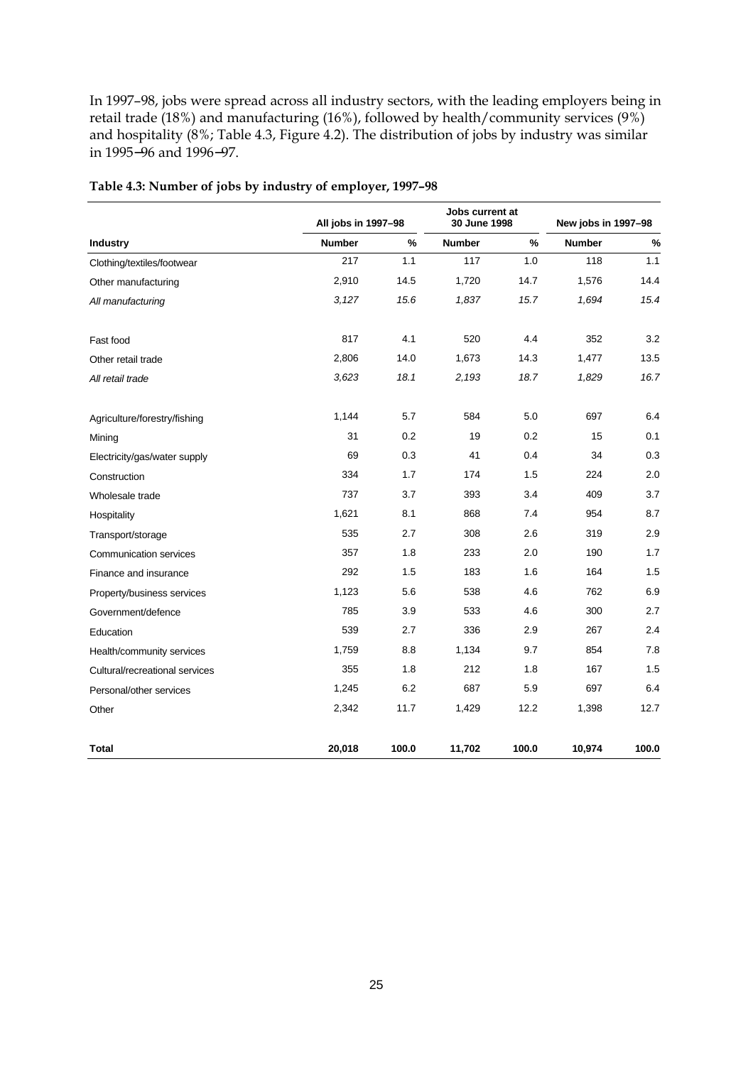In 1997–98, jobs were spread across all industry sectors, with the leading employers being in retail trade (18%) and manufacturing (16%), followed by health/community services (9%) and hospitality (8%; Table 4.3, Figure 4.2). The distribution of jobs by industry was similar in 1995–96 and 1996–97.

**Table 4.3: Number of jobs by industry of employer, 1997–98**

| | All jobs in 1997–98 | | Jobs current at 30 June 1998 | | New jobs in 1997–98 | |
|---|---|---|---|---|---|---|
| **Industry** | **Number** | **%** | **Number** | **%** | **Number** | **%** |
| Clothing/textiles/footwear | 217 | 1.1 | 117 | 1.0 | 118 | 1.1 |
| Other manufacturing | 2,910 | 14.5 | 1,720 | 14.7 | 1,576 | 14.4 |
| *All manufacturing* | *3,127* | *15.6* | *1,837* | *15.7* | *1,694* | *15.4* |
| Fast food | 817 | 4.1 | 520 | 4.4 | 352 | 3.2 |
| Other retail trade | 2,806 | 14.0 | 1,673 | 14.3 | 1,477 | 13.5 |
| *All retail trade* | *3,623* | *18.1* | *2,193* | *18.7* | *1,829* | *16.7* |
| Agriculture/forestry/fishing | 1,144 | 5.7 | 584 | 5.0 | 697 | 6.4 |
| Mining | 31 | 0.2 | 19 | 0.2 | 15 | 0.1 |
| Electricity/gas/water supply | 69 | 0.3 | 41 | 0.4 | 34 | 0.3 |
| Construction | 334 | 1.7 | 174 | 1.5 | 224 | 2.0 |
| Wholesale trade | 737 | 3.7 | 393 | 3.4 | 409 | 3.7 |
| Hospitality | 1,621 | 8.1 | 868 | 7.4 | 954 | 8.7 |
| Transport/storage | 535 | 2.7 | 308 | 2.6 | 319 | 2.9 |
| Communication services | 357 | 1.8 | 233 | 2.0 | 190 | 1.7 |
| Finance and insurance | 292 | 1.5 | 183 | 1.6 | 164 | 1.5 |
| Property/business services | 1,123 | 5.6 | 538 | 4.6 | 762 | 6.9 |
| Government/defence | 785 | 3.9 | 533 | 4.6 | 300 | 2.7 |
| Education | 539 | 2.7 | 336 | 2.9 | 267 | 2.4 |
| Health/community services | 1,759 | 8.8 | 1,134 | 9.7 | 854 | 7.8 |
| Cultural/recreational services | 355 | 1.8 | 212 | 1.8 | 167 | 1.5 |
| Personal/other services | 1,245 | 6.2 | 687 | 5.9 | 697 | 6.4 |
| Other | 2,342 | 11.7 | 1,429 | 12.2 | 1,398 | 12.7 |
| **Total** | **20,018** | **100.0** | **11,702** | **100.0** | **10,974** | **100.0** |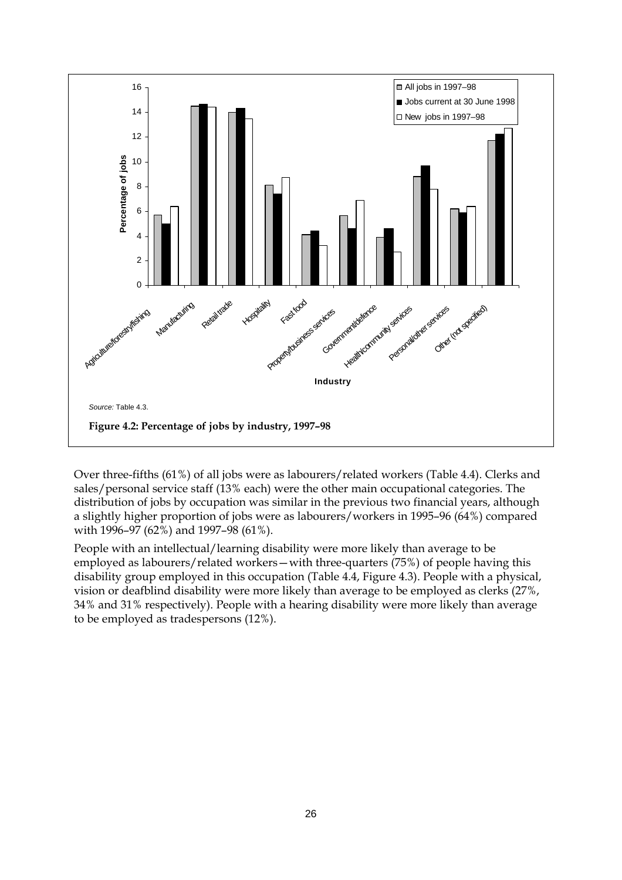Source: Table 4.3.

**Figure 4.2: Percentage of jobs by industry, 1997–98**

Over three-fifths (61%) of all jobs were as labourers/related workers (Table 4.4). Clerks and sales/personal service staff (13% each) were the other main occupational categories. The distribution of jobs by occupation was similar in the previous two financial years, although a slightly higher proportion of jobs were as labourers/workers in 1995–96 (64%) compared with 1996–97 (62%) and 1997–98 (61%).

People with an intellectual/learning disability were more likely than average to be employed as labourers/related workers—with three-quarters (75%) of people having this disability group employed in this occupation (Table 4.4, Figure 4.3). People with a physical, vision or deafblind disability were more likely than average to be employed as clerks (27%, 34% and 31% respectively). People with a hearing disability were more likely than average to be employed as tradespersons (12%).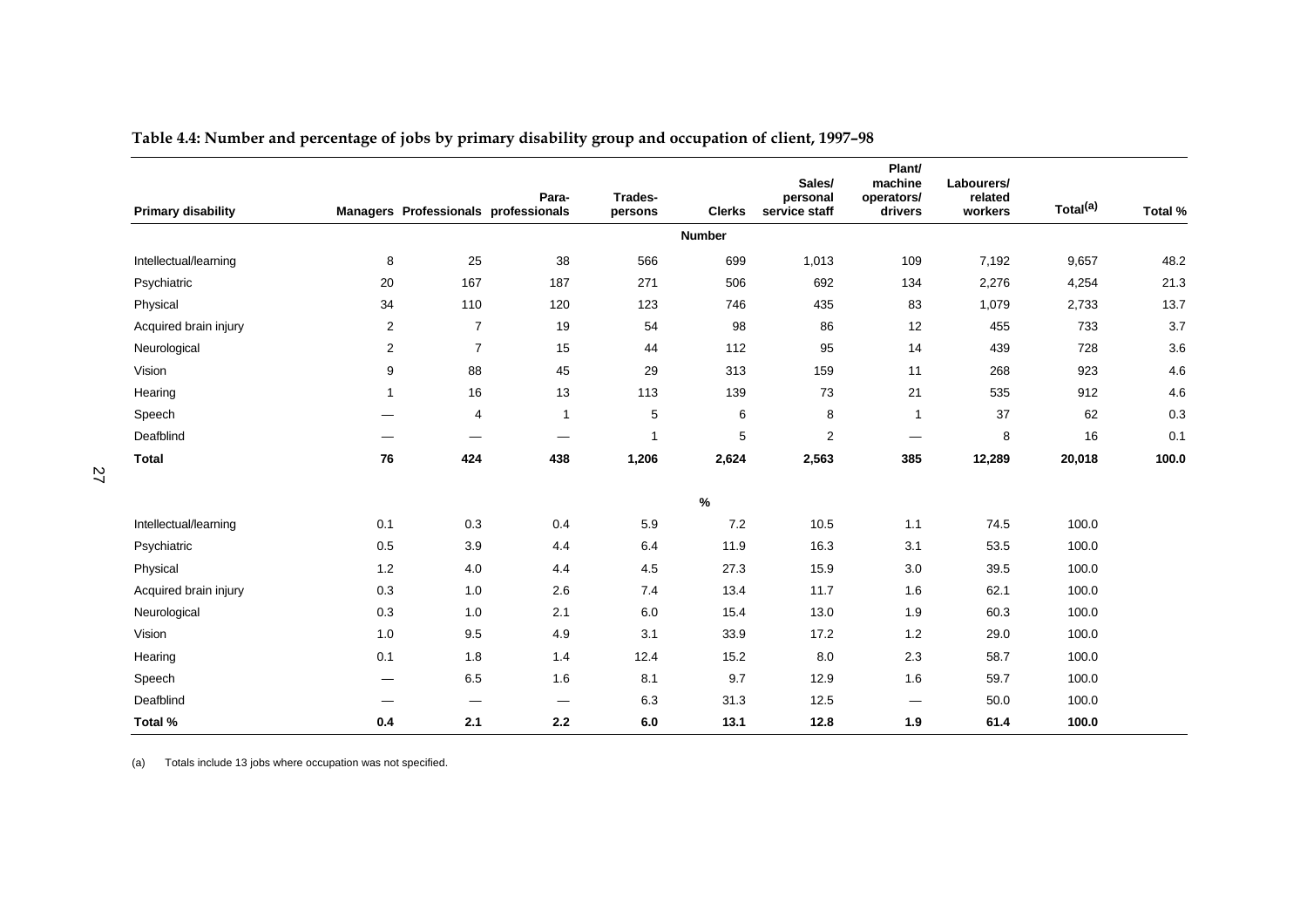**Table 4.4: Number and percentage of jobs by primary disability group and occupation of client, 1997–98**

| Primary disability | Managers | Professionals | Para-professionals | Trades-persons | Clerks | Sales/ personal service staff | Plant/ machine operators/ drivers | Labourers/ related workers | Total(a) | Total % |
|---|---|---|---|---|---|---|---|---|---|---|
| | | | | | **Number** | | | | | |
| Intellectual/learning | 8 | 25 | 38 | 566 | 699 | 1,013 | 109 | 7,192 | 9,657 | 48.2 |
| Psychiatric | 20 | 167 | 187 | 271 | 506 | 692 | 134 | 2,276 | 4,254 | 21.3 |
| Physical | 34 | 110 | 120 | 123 | 746 | 435 | 83 | 1,079 | 2,733 | 13.7 |
| Acquired brain injury | 2 | 7 | 19 | 54 | 98 | 86 | 12 | 455 | 733 | 3.7 |
| Neurological | 2 | 7 | 15 | 44 | 112 | 95 | 14 | 439 | 728 | 3.6 |
| Vision | 9 | 88 | 45 | 29 | 313 | 159 | 11 | 268 | 923 | 4.6 |
| Hearing | 1 | 16 | 13 | 113 | 139 | 73 | 21 | 535 | 912 | 4.6 |
| Speech | — | 4 | 1 | 5 | 6 | 8 | 1 | 37 | 62 | 0.3 |
| Deafblind | — | — | — | 1 | 5 | 2 | — | 8 | 16 | 0.1 |
| **Total** | **76** | **424** | **438** | **1,206** | **2,624** | **2,563** | **385** | **12,289** | **20,018** | **100.0** |
| | | | | | **%** | | | | | |
| Intellectual/learning | 0.1 | 0.3 | 0.4 | 5.9 | 7.2 | 10.5 | 1.1 | 74.5 | 100.0 | |
| Psychiatric | 0.5 | 3.9 | 4.4 | 6.4 | 11.9 | 16.3 | 3.1 | 53.5 | 100.0 | |
| Physical | 1.2 | 4.0 | 4.4 | 4.5 | 27.3 | 15.9 | 3.0 | 39.5 | 100.0 | |
| Acquired brain injury | 0.3 | 1.0 | 2.6 | 7.4 | 13.4 | 11.7 | 1.6 | 62.1 | 100.0 | |
| Neurological | 0.3 | 1.0 | 2.1 | 6.0 | 15.4 | 13.0 | 1.9 | 60.3 | 100.0 | |
| Vision | 1.0 | 9.5 | 4.9 | 3.1 | 33.9 | 17.2 | 1.2 | 29.0 | 100.0 | |
| Hearing | 0.1 | 1.8 | 1.4 | 12.4 | 15.2 | 8.0 | 2.3 | 58.7 | 100.0 | |
| Speech | — | 6.5 | 1.6 | 8.1 | 9.7 | 12.9 | 1.6 | 59.7 | 100.0 | |
| Deafblind | — | — | — | 6.3 | 31.3 | 12.5 | — | 50.0 | 100.0 | |
| **Total %** | **0.4** | **2.1** | **2.2** | **6.0** | **13.1** | **12.8** | **1.9** | **61.4** | **100.0** | |

(a) Totals include 13 jobs where occupation was not specified.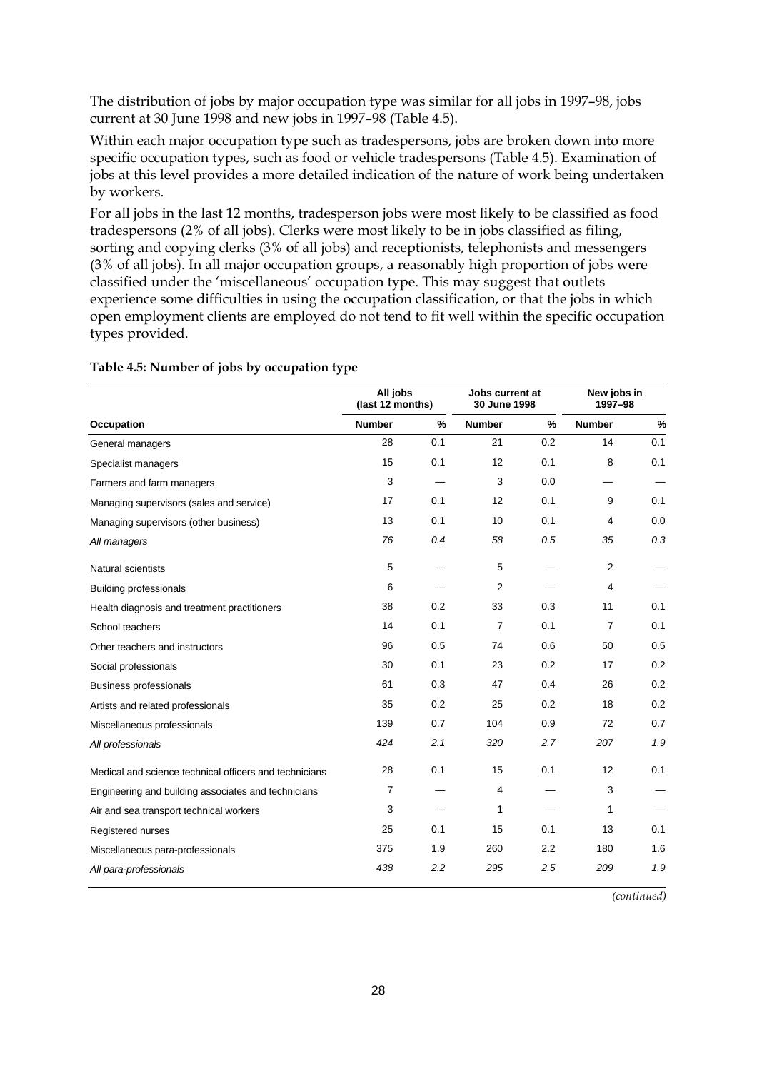The distribution of jobs by major occupation type was similar for all jobs in 1997–98, jobs current at 30 June 1998 and new jobs in 1997–98 (Table 4.5).

Within each major occupation type such as tradespersons, jobs are broken down into more specific occupation types, such as food or vehicle tradespersons (Table 4.5). Examination of jobs at this level provides a more detailed indication of the nature of work being undertaken by workers.

For all jobs in the last 12 months, tradesperson jobs were most likely to be classified as food tradespersons (2% of all jobs). Clerks were most likely to be in jobs classified as filing, sorting and copying clerks (3% of all jobs) and receptionists, telephonists and messengers (3% of all jobs). In all major occupation groups, a reasonably high proportion of jobs were classified under the 'miscellaneous' occupation type. This may suggest that outlets experience some difficulties in using the occupation classification, or that the jobs in which open employment clients are employed do not tend to fit well within the specific occupation types provided.

**Table 4.5: Number of jobs by occupation type**

| | All jobs (last 12 months) | | Jobs current at 30 June 1998 | | New jobs in 1997–98 | |
|---|---|---|---|---|---|---|
| **Occupation** | **Number** | **%** | **Number** | **%** | **Number** | **%** |
| General managers | 28 | 0.1 | 21 | 0.2 | 14 | 0.1 |
| Specialist managers | 15 | 0.1 | 12 | 0.1 | 8 | 0.1 |
| Farmers and farm managers | 3 | — | 3 | 0.0 | — | — |
| Managing supervisors (sales and service) | 17 | 0.1 | 12 | 0.1 | 9 | 0.1 |
| Managing supervisors (other business) | 13 | 0.1 | 10 | 0.1 | 4 | 0.0 |
| *All managers* | *76* | *0.4* | *58* | *0.5* | *35* | *0.3* |
| Natural scientists | 5 | — | 5 | — | 2 | — |
| Building professionals | 6 | — | 2 | — | 4 | — |
| Health diagnosis and treatment practitioners | 38 | 0.2 | 33 | 0.3 | 11 | 0.1 |
| School teachers | 14 | 0.1 | 7 | 0.1 | 7 | 0.1 |
| Other teachers and instructors | 96 | 0.5 | 74 | 0.6 | 50 | 0.5 |
| Social professionals | 30 | 0.1 | 23 | 0.2 | 17 | 0.2 |
| Business professionals | 61 | 0.3 | 47 | 0.4 | 26 | 0.2 |
| Artists and related professionals | 35 | 0.2 | 25 | 0.2 | 18 | 0.2 |
| Miscellaneous professionals | 139 | 0.7 | 104 | 0.9 | 72 | 0.7 |
| *All professionals* | *424* | *2.1* | *320* | *2.7* | *207* | *1.9* |
| Medical and science technical officers and technicians | 28 | 0.1 | 15 | 0.1 | 12 | 0.1 |
| Engineering and building associates and technicians | 7 | — | 4 | — | 3 | — |
| Air and sea transport technical workers | 3 | — | 1 | — | 1 | — |
| Registered nurses | 25 | 0.1 | 15 | 0.1 | 13 | 0.1 |
| Miscellaneous para-professionals | 375 | 1.9 | 260 | 2.2 | 180 | 1.6 |
| *All para-professionals* | *438* | *2.2* | *295* | *2.5* | *209* | *1.9* |

*(continued)*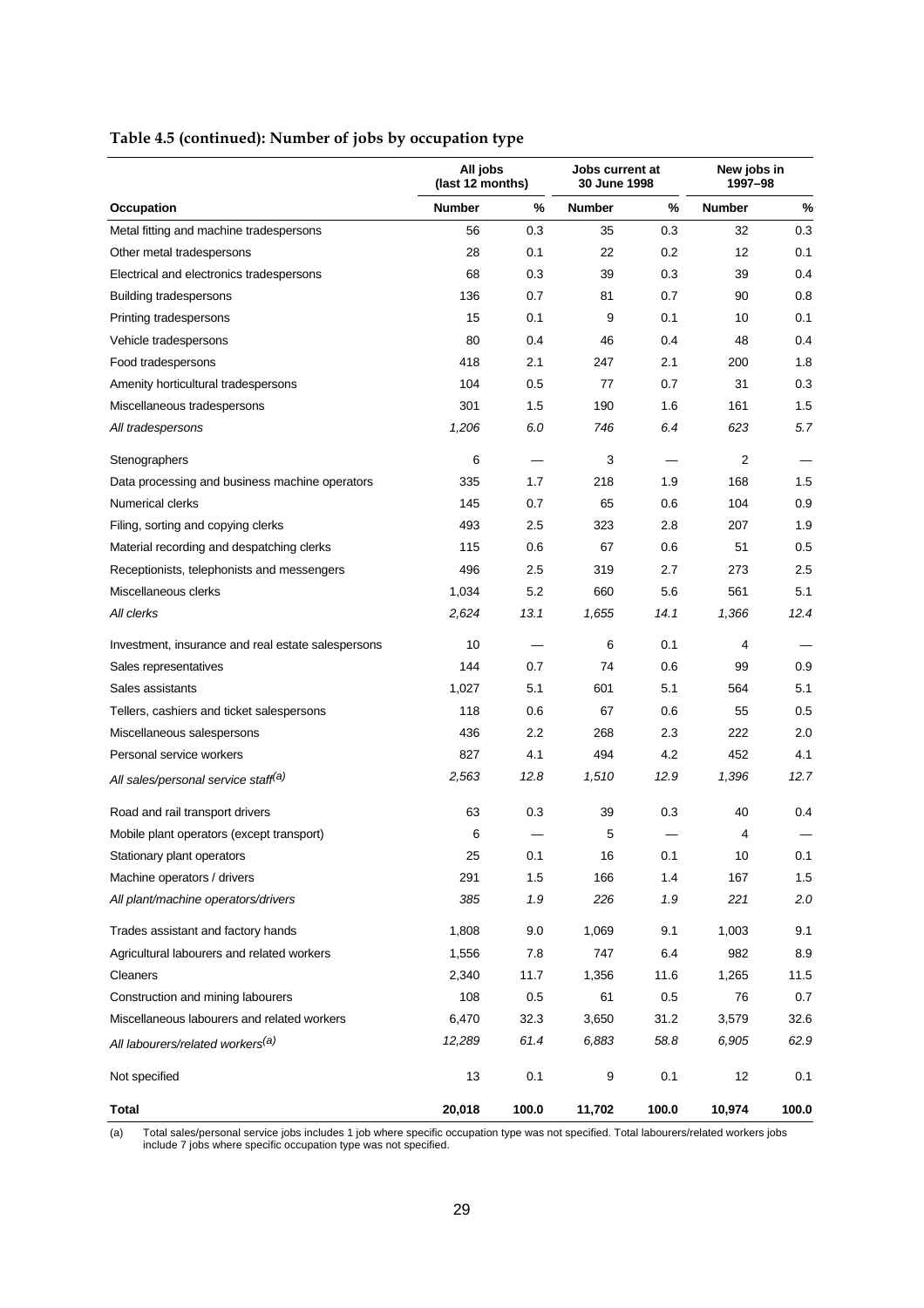### Table 4.5 (continued): Number of jobs by occupation type

| | All jobs (last 12 months) | | Jobs current at 30 June 1998 | | New jobs in 1997–98 | |
|---|---|---|---|---|---|---|
| **Occupation** | **Number** | **%** | **Number** | **%** | **Number** | **%** |
| Metal fitting and machine tradespersons | 56 | 0.3 | 35 | 0.3 | 32 | 0.3 |
| Other metal tradespersons | 28 | 0.1 | 22 | 0.2 | 12 | 0.1 |
| Electrical and electronics tradespersons | 68 | 0.3 | 39 | 0.3 | 39 | 0.4 |
| Building tradespersons | 136 | 0.7 | 81 | 0.7 | 90 | 0.8 |
| Printing tradespersons | 15 | 0.1 | 9 | 0.1 | 10 | 0.1 |
| Vehicle tradespersons | 80 | 0.4 | 46 | 0.4 | 48 | 0.4 |
| Food tradespersons | 418 | 2.1 | 247 | 2.1 | 200 | 1.8 |
| Amenity horticultural tradespersons | 104 | 0.5 | 77 | 0.7 | 31 | 0.3 |
| Miscellaneous tradespersons | 301 | 1.5 | 190 | 1.6 | 161 | 1.5 |
| *All tradespersons* | *1,206* | *6.0* | *746* | *6.4* | *623* | *5.7* |
| Stenographers | 6 | — | 3 | — | 2 | — |
| Data processing and business machine operators | 335 | 1.7 | 218 | 1.9 | 168 | 1.5 |
| Numerical clerks | 145 | 0.7 | 65 | 0.6 | 104 | 0.9 |
| Filing, sorting and copying clerks | 493 | 2.5 | 323 | 2.8 | 207 | 1.9 |
| Material recording and despatching clerks | 115 | 0.6 | 67 | 0.6 | 51 | 0.5 |
| Receptionists, telephonists and messengers | 496 | 2.5 | 319 | 2.7 | 273 | 2.5 |
| Miscellaneous clerks | 1,034 | 5.2 | 660 | 5.6 | 561 | 5.1 |
| *All clerks* | *2,624* | *13.1* | *1,655* | *14.1* | *1,366* | *12.4* |
| Investment, insurance and real estate salespersons | 10 | — | 6 | 0.1 | 4 | — |
| Sales representatives | 144 | 0.7 | 74 | 0.6 | 99 | 0.9 |
| Sales assistants | 1,027 | 5.1 | 601 | 5.1 | 564 | 5.1 |
| Tellers, cashiers and ticket salespersons | 118 | 0.6 | 67 | 0.6 | 55 | 0.5 |
| Miscellaneous salespersons | 436 | 2.2 | 268 | 2.3 | 222 | 2.0 |
| Personal service workers | 827 | 4.1 | 494 | 4.2 | 452 | 4.1 |
| *All sales/personal service staff(a)* | *2,563* | *12.8* | *1,510* | *12.9* | *1,396* | *12.7* |
| Road and rail transport drivers | 63 | 0.3 | 39 | 0.3 | 40 | 0.4 |
| Mobile plant operators (except transport) | 6 | — | 5 | — | 4 | — |
| Stationary plant operators | 25 | 0.1 | 16 | 0.1 | 10 | 0.1 |
| Machine operators / drivers | 291 | 1.5 | 166 | 1.4 | 167 | 1.5 |
| *All plant/machine operators/drivers* | *385* | *1.9* | *226* | *1.9* | *221* | *2.0* |
| Trades assistant and factory hands | 1,808 | 9.0 | 1,069 | 9.1 | 1,003 | 9.1 |
| Agricultural labourers and related workers | 1,556 | 7.8 | 747 | 6.4 | 982 | 8.9 |
| Cleaners | 2,340 | 11.7 | 1,356 | 11.6 | 1,265 | 11.5 |
| Construction and mining labourers | 108 | 0.5 | 61 | 0.5 | 76 | 0.7 |
| Miscellaneous labourers and related workers | 6,470 | 32.3 | 3,650 | 31.2 | 3,579 | 32.6 |
| *All labourers/related workers(a)* | *12,289* | *61.4* | *6,883* | *58.8* | *6,905* | *62.9* |
| Not specified | 13 | 0.1 | 9 | 0.1 | 12 | 0.1 |
| **Total** | **20,018** | **100.0** | **11,702** | **100.0** | **10,974** | **100.0** |

(a) Total sales/personal service jobs includes 1 job where specific occupation type was not specified. Total labourers/related workers jobs include 7 jobs where specific occupation type was not specified.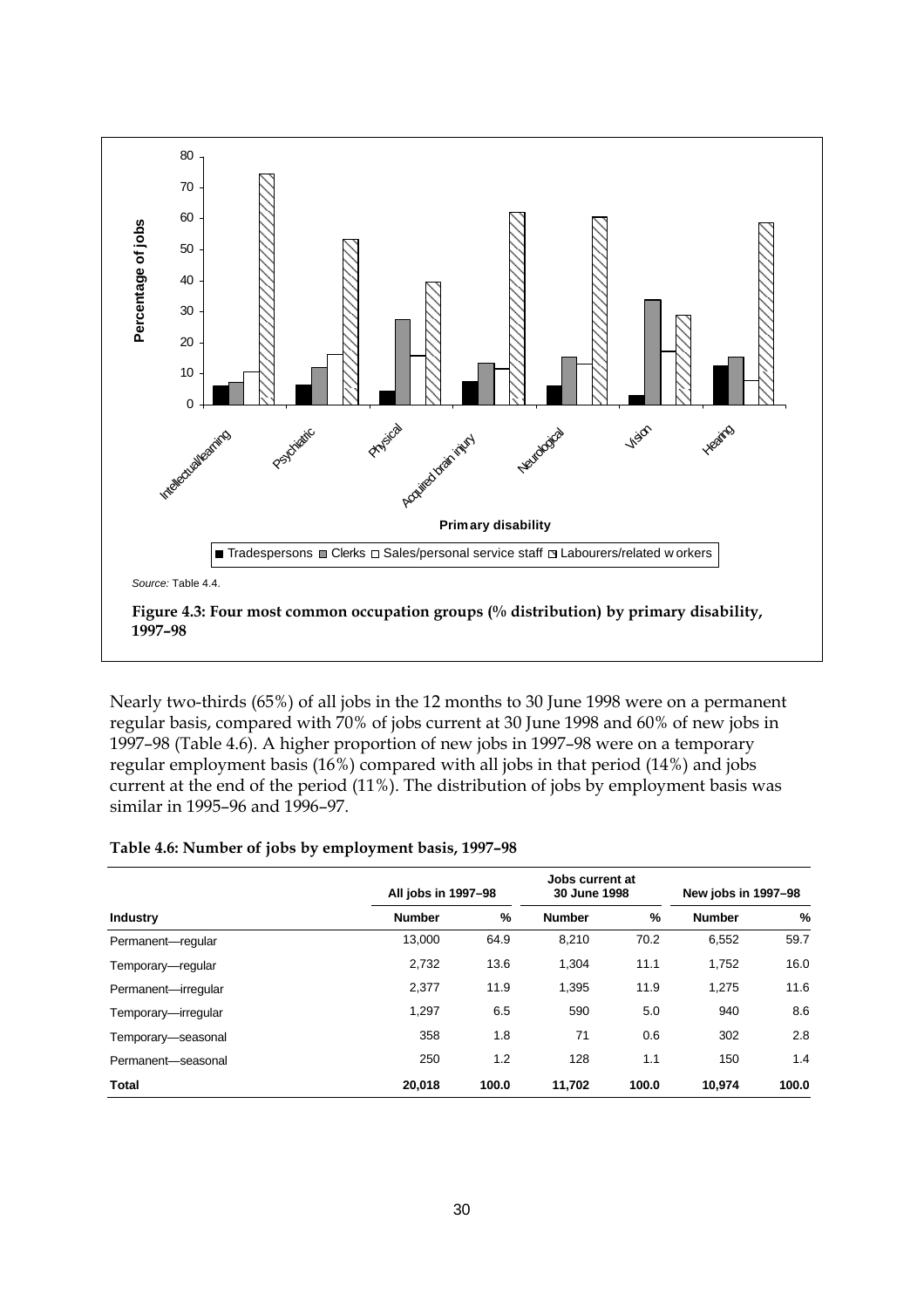Source: Table 4.4.

**Figure 4.3: Four most common occupation groups (% distribution) by primary disability, 1997–98**

Nearly two-thirds (65%) of all jobs in the 12 months to 30 June 1998 were on a permanent regular basis, compared with 70% of jobs current at 30 June 1998 and 60% of new jobs in 1997–98 (Table 4.6). A higher proportion of new jobs in 1997–98 were on a temporary regular employment basis (16%) compared with all jobs in that period (14%) and jobs current at the end of the period (11%). The distribution of jobs by employment basis was similar in 1995–96 and 1996–97.

**Table 4.6: Number of jobs by employment basis, 1997–98**

| | All jobs in 1997–98 | | Jobs current at 30 June 1998 | | New jobs in 1997–98 | |
|---|---|---|---|---|---|---|
| **Industry** | **Number** | **%** | **Number** | **%** | **Number** | **%** |
| Permanent—regular | 13,000 | 64.9 | 8,210 | 70.2 | 6,552 | 59.7 |
| Temporary—regular | 2,732 | 13.6 | 1,304 | 11.1 | 1,752 | 16.0 |
| Permanent—irregular | 2,377 | 11.9 | 1,395 | 11.9 | 1,275 | 11.6 |
| Temporary—irregular | 1,297 | 6.5 | 590 | 5.0 | 940 | 8.6 |
| Temporary—seasonal | 358 | 1.8 | 71 | 0.6 | 302 | 2.8 |
| Permanent—seasonal | 250 | 1.2 | 128 | 1.1 | 150 | 1.4 |
| **Total** | **20,018** | **100.0** | **11,702** | **100.0** | **10,974** | **100.0** |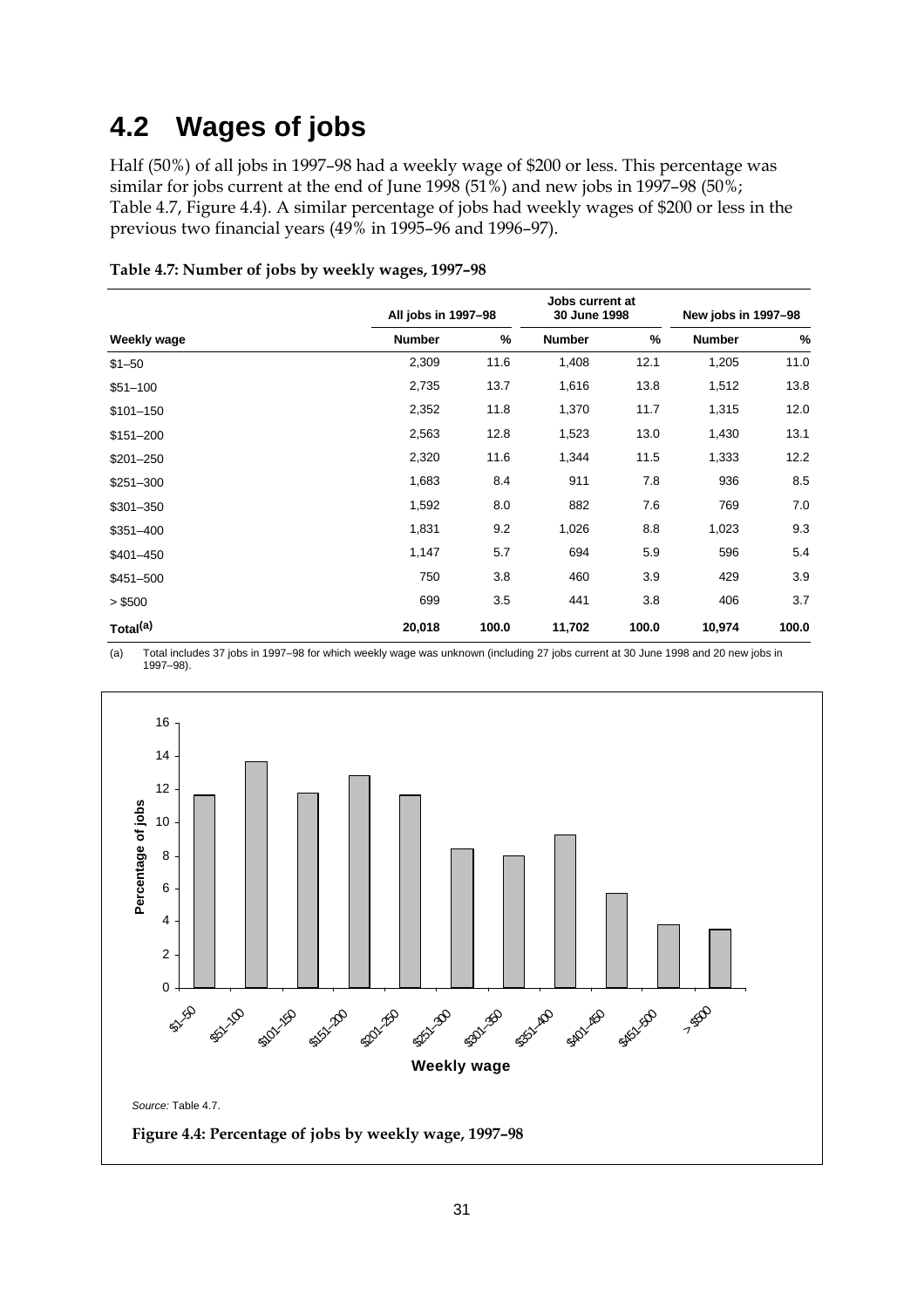## 4.2 Wages of jobs

Half (50%) of all jobs in 1997–98 had a weekly wage of $200 or less. This percentage was similar for jobs current at the end of June 1998 (51%) and new jobs in 1997–98 (50%; Table 4.7, Figure 4.4). A similar percentage of jobs had weekly wages of $200 or less in the previous two financial years (49% in 1995–96 and 1996–97).

**Table 4.7: Number of jobs by weekly wages, 1997–98**

| | All jobs in 1997–98 | | Jobs current at 30 June 1998 | | New jobs in 1997–98 | |
|---|---|---|---|---|---|---|
| **Weekly wage** | **Number** | **%** | **Number** | **%** | **Number** | **%** |
| $1–50 | 2,309 | 11.6 | 1,408 | 12.1 | 1,205 | 11.0 |
| $51–100 | 2,735 | 13.7 | 1,616 | 13.8 | 1,512 | 13.8 |
| $101–150 | 2,352 | 11.8 | 1,370 | 11.7 | 1,315 | 12.0 |
| $151–200 | 2,563 | 12.8 | 1,523 | 13.0 | 1,430 | 13.1 |
| $201–250 | 2,320 | 11.6 | 1,344 | 11.5 | 1,333 | 12.2 |
| $251–300 | 1,683 | 8.4 | 911 | 7.8 | 936 | 8.5 |
| $301–350 | 1,592 | 8.0 | 882 | 7.6 | 769 | 7.0 |
| $351–400 | 1,831 | 9.2 | 1,026 | 8.8 | 1,023 | 9.3 |
| $401–450 | 1,147 | 5.7 | 694 | 5.9 | 596 | 5.4 |
| $451–500 | 750 | 3.8 | 460 | 3.9 | 429 | 3.9 |
| > $500 | 699 | 3.5 | 441 | 3.8 | 406 | 3.7 |
| **Total[(a)]** | **20,018** | **100.0** | **11,702** | **100.0** | **10,974** | **100.0** |

(a) Total includes 37 jobs in 1997–98 for which weekly wage was unknown (including 27 jobs current at 30 June 1998 and 20 new jobs in 1997–98).

*Source:* Table 4.7.

**Figure 4.4: Percentage of jobs by weekly wage, 1997–98**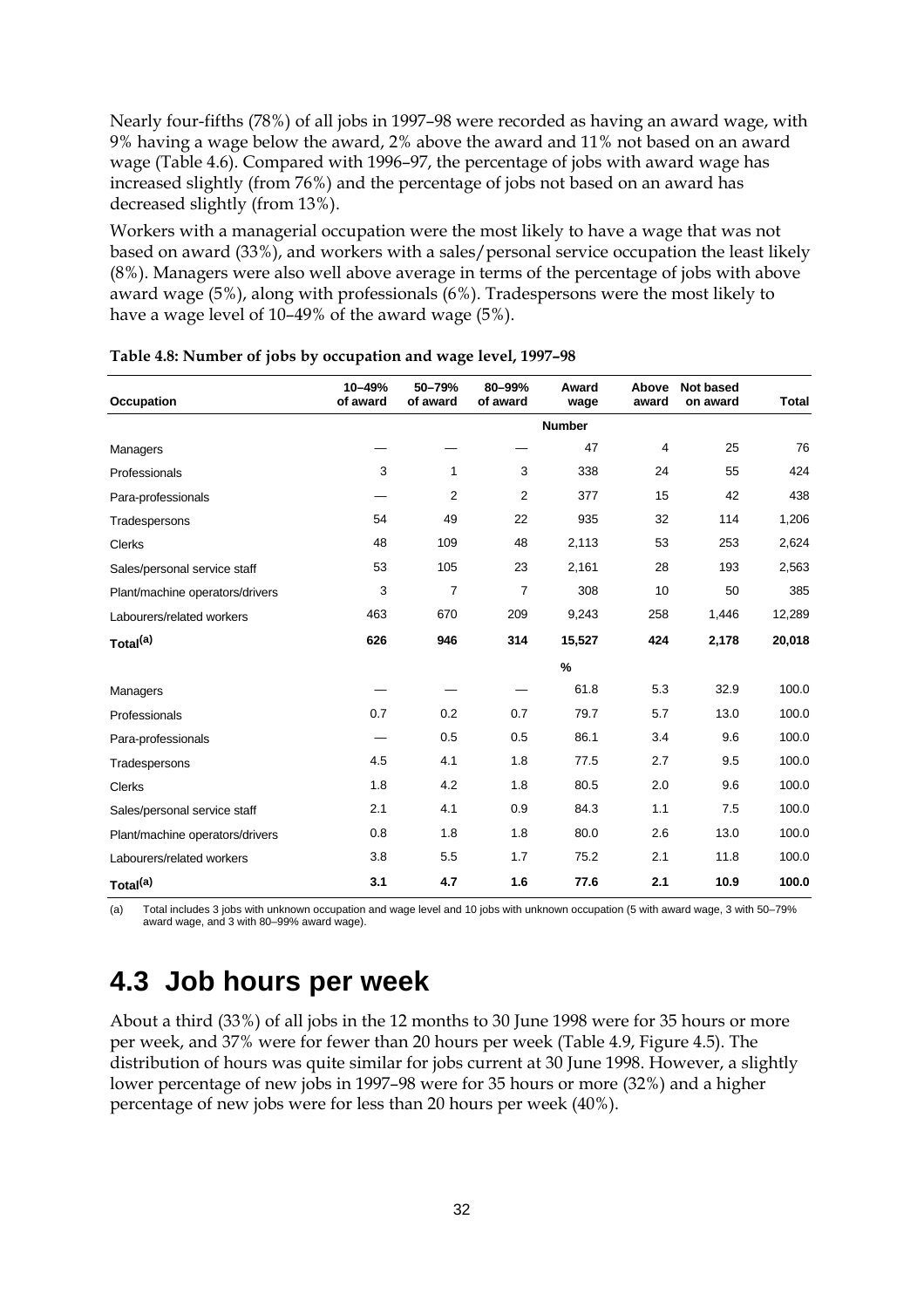Nearly four-fifths (78%) of all jobs in 1997–98 were recorded as having an award wage, with 9% having a wage below the award, 2% above the award and 11% not based on an award wage (Table 4.6). Compared with 1996–97, the percentage of jobs with award wage has increased slightly (from 76%) and the percentage of jobs not based on an award has decreased slightly (from 13%).

Workers with a managerial occupation were the most likely to have a wage that was not based on award (33%), and workers with a sales/personal service occupation the least likely (8%). Managers were also well above average in terms of the percentage of jobs with above award wage (5%), along with professionals (6%). Tradespersons were the most likely to have a wage level of 10–49% of the award wage (5%).

**Table 4.8: Number of jobs by occupation and wage level, 1997–98**

| Occupation | 10–49% of award | 50–79% of award | 80–99% of award | Award wage | Above award | Not based on award | Total |
|---|---|---|---|---|---|---|---|
| | | | | **Number** | | | |
| Managers | — | — | — | 47 | 4 | 25 | 76 |
| Professionals | 3 | 1 | 3 | 338 | 24 | 55 | 424 |
| Para-professionals | — | 2 | 2 | 377 | 15 | 42 | 438 |
| Tradespersons | 54 | 49 | 22 | 935 | 32 | 114 | 1,206 |
| Clerks | 48 | 109 | 48 | 2,113 | 53 | 253 | 2,624 |
| Sales/personal service staff | 53 | 105 | 23 | 2,161 | 28 | 193 | 2,563 |
| Plant/machine operators/drivers | 3 | 7 | 7 | 308 | 10 | 50 | 385 |
| Labourers/related workers | 463 | 670 | 209 | 9,243 | 258 | 1,446 | 12,289 |
| **Total[(a)]** | **626** | **946** | **314** | **15,527** | **424** | **2,178** | **20,018** |
| | | | | **%** | | | |
| Managers | — | — | — | 61.8 | 5.3 | 32.9 | 100.0 |
| Professionals | 0.7 | 0.2 | 0.7 | 79.7 | 5.7 | 13.0 | 100.0 |
| Para-professionals | — | 0.5 | 0.5 | 86.1 | 3.4 | 9.6 | 100.0 |
| Tradespersons | 4.5 | 4.1 | 1.8 | 77.5 | 2.7 | 9.5 | 100.0 |
| Clerks | 1.8 | 4.2 | 1.8 | 80.5 | 2.0 | 9.6 | 100.0 |
| Sales/personal service staff | 2.1 | 4.1 | 0.9 | 84.3 | 1.1 | 7.5 | 100.0 |
| Plant/machine operators/drivers | 0.8 | 1.8 | 1.8 | 80.0 | 2.6 | 13.0 | 100.0 |
| Labourers/related workers | 3.8 | 5.5 | 1.7 | 75.2 | 2.1 | 11.8 | 100.0 |
| **Total[(a)]** | **3.1** | **4.7** | **1.6** | **77.6** | **2.1** | **10.9** | **100.0** |

(a) Total includes 3 jobs with unknown occupation and wage level and 10 jobs with unknown occupation (5 with award wage, 3 with 50–79% award wage, and 3 with 80–99% award wage).

# 4.3 Job hours per week

About a third (33%) of all jobs in the 12 months to 30 June 1998 were for 35 hours or more per week, and 37% were for fewer than 20 hours per week (Table 4.9, Figure 4.5). The distribution of hours was quite similar for jobs current at 30 June 1998. However, a slightly lower percentage of new jobs in 1997–98 were for 35 hours or more (32%) and a higher percentage of new jobs were for less than 20 hours per week (40%).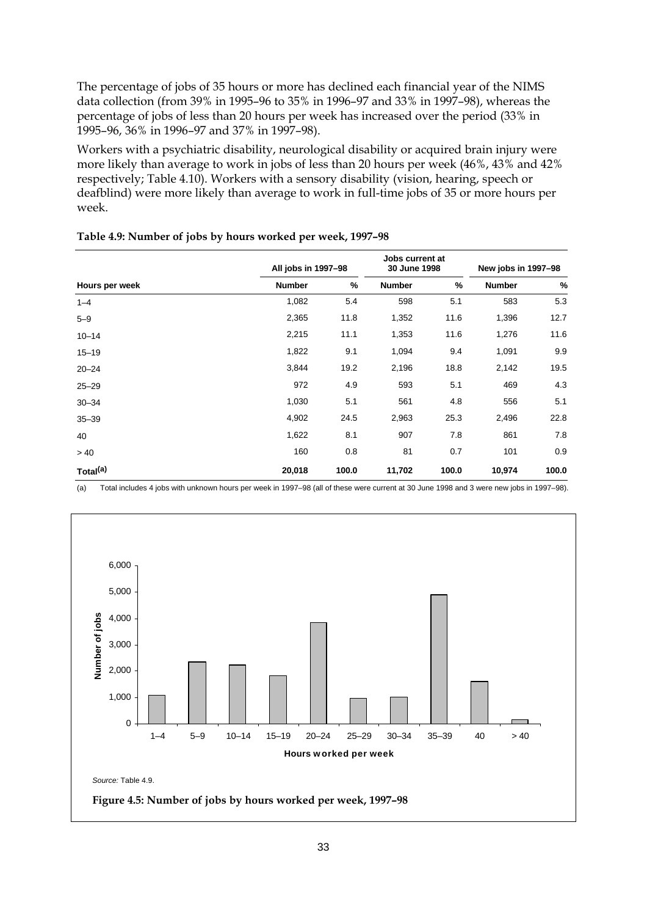The percentage of jobs of 35 hours or more has declined each financial year of the NIMS data collection (from 39% in 1995–96 to 35% in 1996–97 and 33% in 1997–98), whereas the percentage of jobs of less than 20 hours per week has increased over the period (33% in 1995–96, 36% in 1996–97 and 37% in 1997–98).

Workers with a psychiatric disability, neurological disability or acquired brain injury were more likely than average to work in jobs of less than 20 hours per week (46%, 43% and 42% respectively; Table 4.10). Workers with a sensory disability (vision, hearing, speech or deafblind) were more likely than average to work in full-time jobs of 35 or more hours per week.

**Table 4.9: Number of jobs by hours worked per week, 1997–98**

| | All jobs in 1997–98 | | Jobs current at 30 June 1998 | | New jobs in 1997–98 | |
|---|---|---|---|---|---|---|
| **Hours per week** | **Number** | **%** | **Number** | **%** | **Number** | **%** |
| 1–4 | 1,082 | 5.4 | 598 | 5.1 | 583 | 5.3 |
| 5–9 | 2,365 | 11.8 | 1,352 | 11.6 | 1,396 | 12.7 |
| 10–14 | 2,215 | 11.1 | 1,353 | 11.6 | 1,276 | 11.6 |
| 15–19 | 1,822 | 9.1 | 1,094 | 9.4 | 1,091 | 9.9 |
| 20–24 | 3,844 | 19.2 | 2,196 | 18.8 | 2,142 | 19.5 |
| 25–29 | 972 | 4.9 | 593 | 5.1 | 469 | 4.3 |
| 30–34 | 1,030 | 5.1 | 561 | 4.8 | 556 | 5.1 |
| 35–39 | 4,902 | 24.5 | 2,963 | 25.3 | 2,496 | 22.8 |
| 40 | 1,622 | 8.1 | 907 | 7.8 | 861 | 7.8 |
| > 40 | 160 | 0.8 | 81 | 0.7 | 101 | 0.9 |
| **Total[(a)]** | **20,018** | **100.0** | **11,702** | **100.0** | **10,974** | **100.0** |

(a) Total includes 4 jobs with unknown hours per week in 1997–98 (all of these were current at 30 June 1998 and 3 were new jobs in 1997–98).

*Source:* Table 4.9.

**Figure 4.5: Number of jobs by hours worked per week, 1997–98**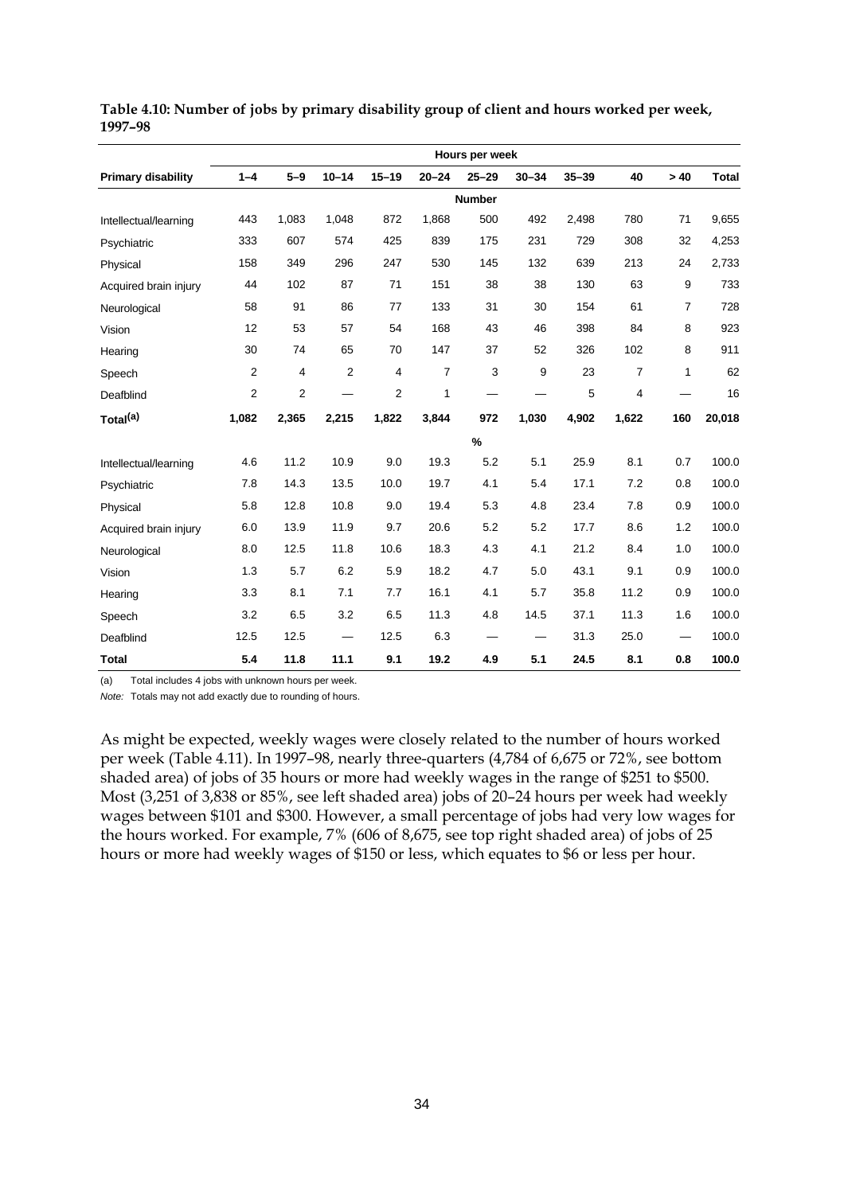**Table 4.10: Number of jobs by primary disability group of client and hours worked per week, 1997–98**

| | Hours per week | | | | | | | | | | |
|---|---|---|---|---|---|---|---|---|---|---|---|
| **Primary disability** | **1–4** | **5–9** | **10–14** | **15–19** | **20–24** | **25–29** | **30–34** | **35–39** | **40** | **> 40** | **Total** |
| | | | | | | **Number** | | | | | |
| Intellectual/learning | 443 | 1,083 | 1,048 | 872 | 1,868 | 500 | 492 | 2,498 | 780 | 71 | 9,655 |
| Psychiatric | 333 | 607 | 574 | 425 | 839 | 175 | 231 | 729 | 308 | 32 | 4,253 |
| Physical | 158 | 349 | 296 | 247 | 530 | 145 | 132 | 639 | 213 | 24 | 2,733 |
| Acquired brain injury | 44 | 102 | 87 | 71 | 151 | 38 | 38 | 130 | 63 | 9 | 733 |
| Neurological | 58 | 91 | 86 | 77 | 133 | 31 | 30 | 154 | 61 | 7 | 728 |
| Vision | 12 | 53 | 57 | 54 | 168 | 43 | 46 | 398 | 84 | 8 | 923 |
| Hearing | 30 | 74 | 65 | 70 | 147 | 37 | 52 | 326 | 102 | 8 | 911 |
| Speech | 2 | 4 | 2 | 4 | 7 | 3 | 9 | 23 | 7 | 1 | 62 |
| Deafblind | 2 | 2 | — | 2 | 1 | — | — | 5 | 4 | — | 16 |
| **Total[(a)]** | **1,082** | **2,365** | **2,215** | **1,822** | **3,844** | **972** | **1,030** | **4,902** | **1,622** | **160** | **20,018** |
| | | | | | | **%** | | | | | |
| Intellectual/learning | 4.6 | 11.2 | 10.9 | 9.0 | 19.3 | 5.2 | 5.1 | 25.9 | 8.1 | 0.7 | 100.0 |
| Psychiatric | 7.8 | 14.3 | 13.5 | 10.0 | 19.7 | 4.1 | 5.4 | 17.1 | 7.2 | 0.8 | 100.0 |
| Physical | 5.8 | 12.8 | 10.8 | 9.0 | 19.4 | 5.3 | 4.8 | 23.4 | 7.8 | 0.9 | 100.0 |
| Acquired brain injury | 6.0 | 13.9 | 11.9 | 9.7 | 20.6 | 5.2 | 5.2 | 17.7 | 8.6 | 1.2 | 100.0 |
| Neurological | 8.0 | 12.5 | 11.8 | 10.6 | 18.3 | 4.3 | 4.1 | 21.2 | 8.4 | 1.0 | 100.0 |
| Vision | 1.3 | 5.7 | 6.2 | 5.9 | 18.2 | 4.7 | 5.0 | 43.1 | 9.1 | 0.9 | 100.0 |
| Hearing | 3.3 | 8.1 | 7.1 | 7.7 | 16.1 | 4.1 | 5.7 | 35.8 | 11.2 | 0.9 | 100.0 |
| Speech | 3.2 | 6.5 | 3.2 | 6.5 | 11.3 | 4.8 | 14.5 | 37.1 | 11.3 | 1.6 | 100.0 |
| Deafblind | 12.5 | 12.5 | — | 12.5 | 6.3 | — | — | 31.3 | 25.0 | — | 100.0 |
| **Total** | **5.4** | **11.8** | **11.1** | **9.1** | **19.2** | **4.9** | **5.1** | **24.5** | **8.1** | **0.8** | **100.0** |

(a) Total includes 4 jobs with unknown hours per week.

*Note:* Totals may not add exactly due to rounding of hours.

As might be expected, weekly wages were closely related to the number of hours worked per week (Table 4.11). In 1997–98, nearly three-quarters (4,784 of 6,675 or 72%, see bottom shaded area) of jobs of 35 hours or more had weekly wages in the range of $251 to $500. Most (3,251 of 3,838 or 85%, see left shaded area) jobs of 20–24 hours per week had weekly wages between $101 and $300. However, a small percentage of jobs had very low wages for the hours worked. For example, 7% (606 of 8,675, see top right shaded area) of jobs of 25 hours or more had weekly wages of $150 or less, which equates to $6 or less per hour.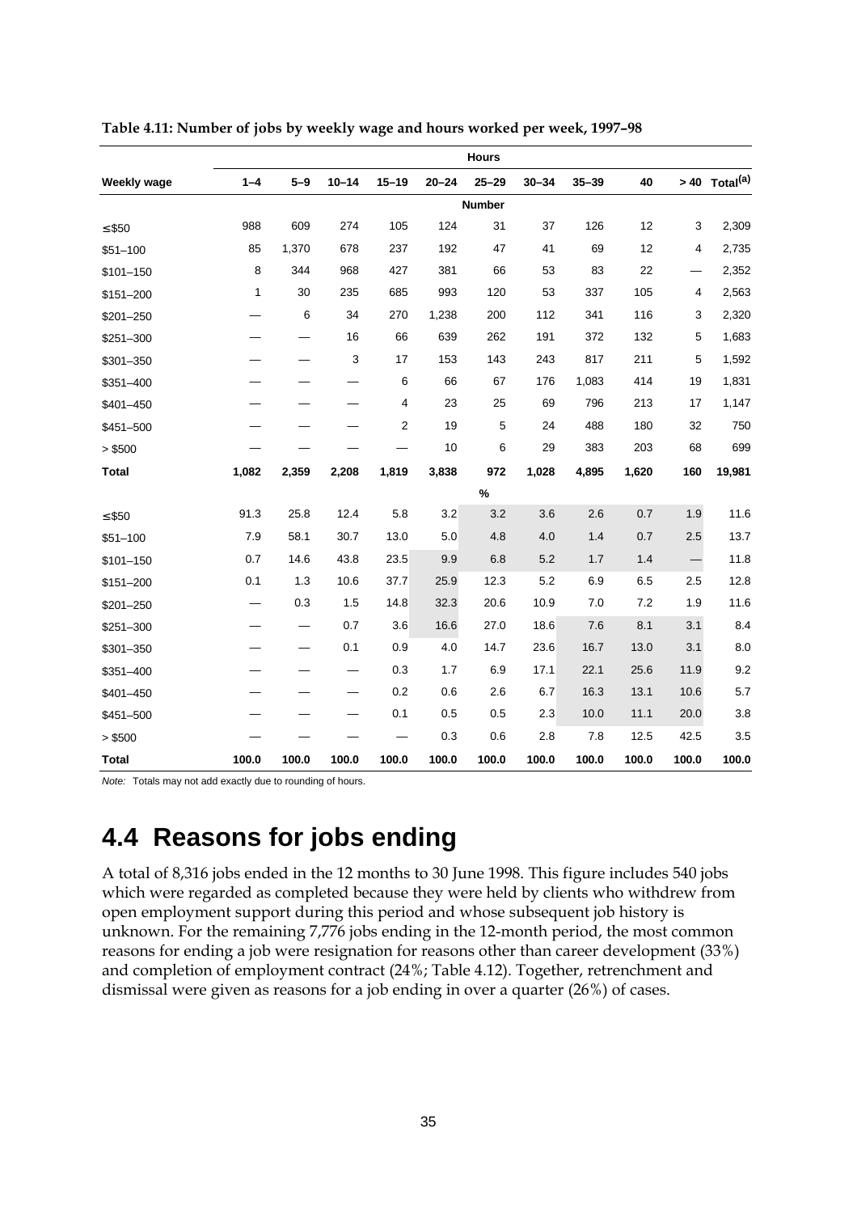**Table 4.11: Number of jobs by weekly wage and hours worked per week, 1997–98**

| | Hours | | | | | | | | | | |
|---|---|---|---|---|---|---|---|---|---|---|---|
| Weekly wage | 1–4 | 5–9 | 10–14 | 15–19 | 20–24 | 25–29 | 30–34 | 35–39 | 40 | > 40 | Total(a) |
| | | | | | | Number | | | | | |
| ≤ $50 | 988 | 609 | 274 | 105 | 124 | 31 | 37 | 126 | 12 | 3 | 2,309 |
| $51–100 | 85 | 1,370 | 678 | 237 | 192 | 47 | 41 | 69 | 12 | 4 | 2,735 |
| $101–150 | 8 | 344 | 968 | 427 | 381 | 66 | 53 | 83 | 22 | — | 2,352 |
| $151–200 | 1 | 30 | 235 | 685 | 993 | 120 | 53 | 337 | 105 | 4 | 2,563 |
| $201–250 | — | 6 | 34 | 270 | 1,238 | 200 | 112 | 341 | 116 | 3 | 2,320 |
| $251–300 | — | — | 16 | 66 | 639 | 262 | 191 | 372 | 132 | 5 | 1,683 |
| $301–350 | — | — | 3 | 17 | 153 | 143 | 243 | 817 | 211 | 5 | 1,592 |
| $351–400 | — | — | — | 6 | 66 | 67 | 176 | 1,083 | 414 | 19 | 1,831 |
| $401–450 | — | — | — | 4 | 23 | 25 | 69 | 796 | 213 | 17 | 1,147 |
| $451–500 | — | — | — | 2 | 19 | 5 | 24 | 488 | 180 | 32 | 750 |
| > $500 | — | — | — | — | 10 | 6 | 29 | 383 | 203 | 68 | 699 |
| **Total** | **1,082** | **2,359** | **2,208** | **1,819** | **3,838** | **972** | **1,028** | **4,895** | **1,620** | **160** | **19,981** |
| | | | | | | % | | | | | |
| ≤ $50 | 91.3 | 25.8 | 12.4 | 5.8 | 3.2 | 3.2 | 3.6 | 2.6 | 0.7 | 1.9 | 11.6 |
| $51–100 | 7.9 | 58.1 | 30.7 | 13.0 | 5.0 | 4.8 | 4.0 | 1.4 | 0.7 | 2.5 | 13.7 |
| $101–150 | 0.7 | 14.6 | 43.8 | 23.5 | 9.9 | 6.8 | 5.2 | 1.7 | 1.4 | — | 11.8 |
| $151–200 | 0.1 | 1.3 | 10.6 | 37.7 | 25.9 | 12.3 | 5.2 | 6.9 | 6.5 | 2.5 | 12.8 |
| $201–250 | — | 0.3 | 1.5 | 14.8 | 32.3 | 20.6 | 10.9 | 7.0 | 7.2 | 1.9 | 11.6 |
| $251–300 | — | — | 0.7 | 3.6 | 16.6 | 27.0 | 18.6 | 7.6 | 8.1 | 3.1 | 8.4 |
| $301–350 | — | — | 0.1 | 0.9 | 4.0 | 14.7 | 23.6 | 16.7 | 13.0 | 3.1 | 8.0 |
| $351–400 | — | — | — | 0.3 | 1.7 | 6.9 | 17.1 | 22.1 | 25.6 | 11.9 | 9.2 |
| $401–450 | — | — | — | 0.2 | 0.6 | 2.6 | 6.7 | 16.3 | 13.1 | 10.6 | 5.7 |
| $451–500 | — | — | — | 0.1 | 0.5 | 0.5 | 2.3 | 10.0 | 11.1 | 20.0 | 3.8 |
| > $500 | — | — | — | — | 0.3 | 0.6 | 2.8 | 7.8 | 12.5 | 42.5 | 3.5 |
| **Total** | **100.0** | **100.0** | **100.0** | **100.0** | **100.0** | **100.0** | **100.0** | **100.0** | **100.0** | **100.0** | **100.0** |

*Note:* Totals may not add exactly due to rounding of hours.

## 4.4 Reasons for jobs ending

A total of 8,316 jobs ended in the 12 months to 30 June 1998. This figure includes 540 jobs which were regarded as completed because they were held by clients who withdrew from open employment support during this period and whose subsequent job history is unknown. For the remaining 7,776 jobs ending in the 12-month period, the most common reasons for ending a job were resignation for reasons other than career development (33%) and completion of employment contract (24%; Table 4.12). Together, retrenchment and dismissal were given as reasons for a job ending in over a quarter (26%) of cases.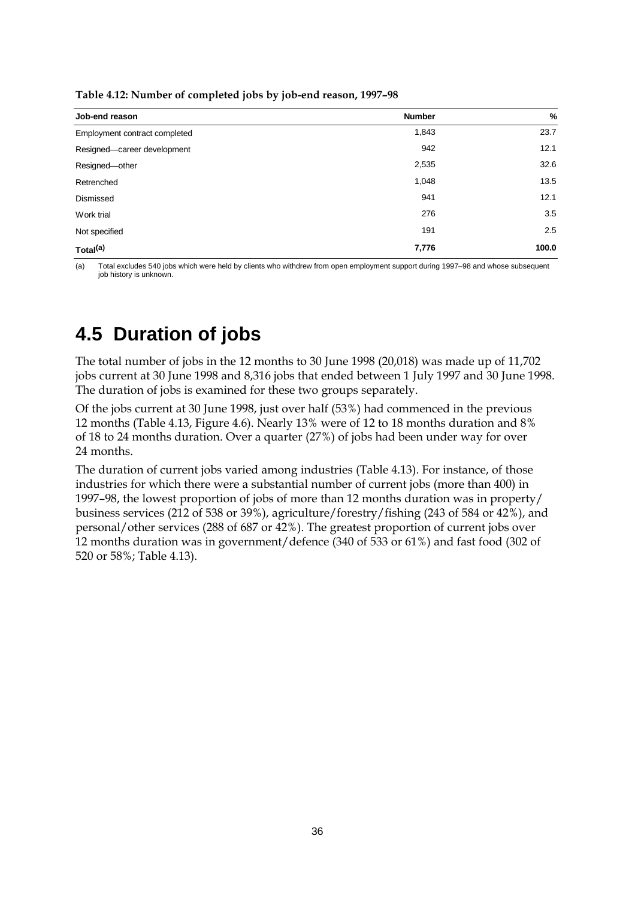**Table 4.12: Number of completed jobs by job-end reason, 1997–98**

| Job-end reason | Number | % |
|---|---|---|
| Employment contract completed | 1,843 | 23.7 |
| Resigned—career development | 942 | 12.1 |
| Resigned—other | 2,535 | 32.6 |
| Retrenched | 1,048 | 13.5 |
| Dismissed | 941 | 12.1 |
| Work trial | 276 | 3.5 |
| Not specified | 191 | 2.5 |
| **Total[(a)]** | **7,776** | **100.0** |

(a) Total excludes 540 jobs which were held by clients who withdrew from open employment support during 1997–98 and whose subsequent job history is unknown.

## 4.5 Duration of jobs

The total number of jobs in the 12 months to 30 June 1998 (20,018) was made up of 11,702 jobs current at 30 June 1998 and 8,316 jobs that ended between 1 July 1997 and 30 June 1998. The duration of jobs is examined for these two groups separately.

Of the jobs current at 30 June 1998, just over half (53%) had commenced in the previous 12 months (Table 4.13, Figure 4.6). Nearly 13% were of 12 to 18 months duration and 8% of 18 to 24 months duration. Over a quarter (27%) of jobs had been under way for over 24 months.

The duration of current jobs varied among industries (Table 4.13). For instance, of those industries for which there were a substantial number of current jobs (more than 400) in 1997–98, the lowest proportion of jobs of more than 12 months duration was in property/business services (212 of 538 or 39%), agriculture/forestry/fishing (243 of 584 or 42%), and personal/other services (288 of 687 or 42%). The greatest proportion of current jobs over 12 months duration was in government/defence (340 of 533 or 61%) and fast food (302 of 520 or 58%; Table 4.13).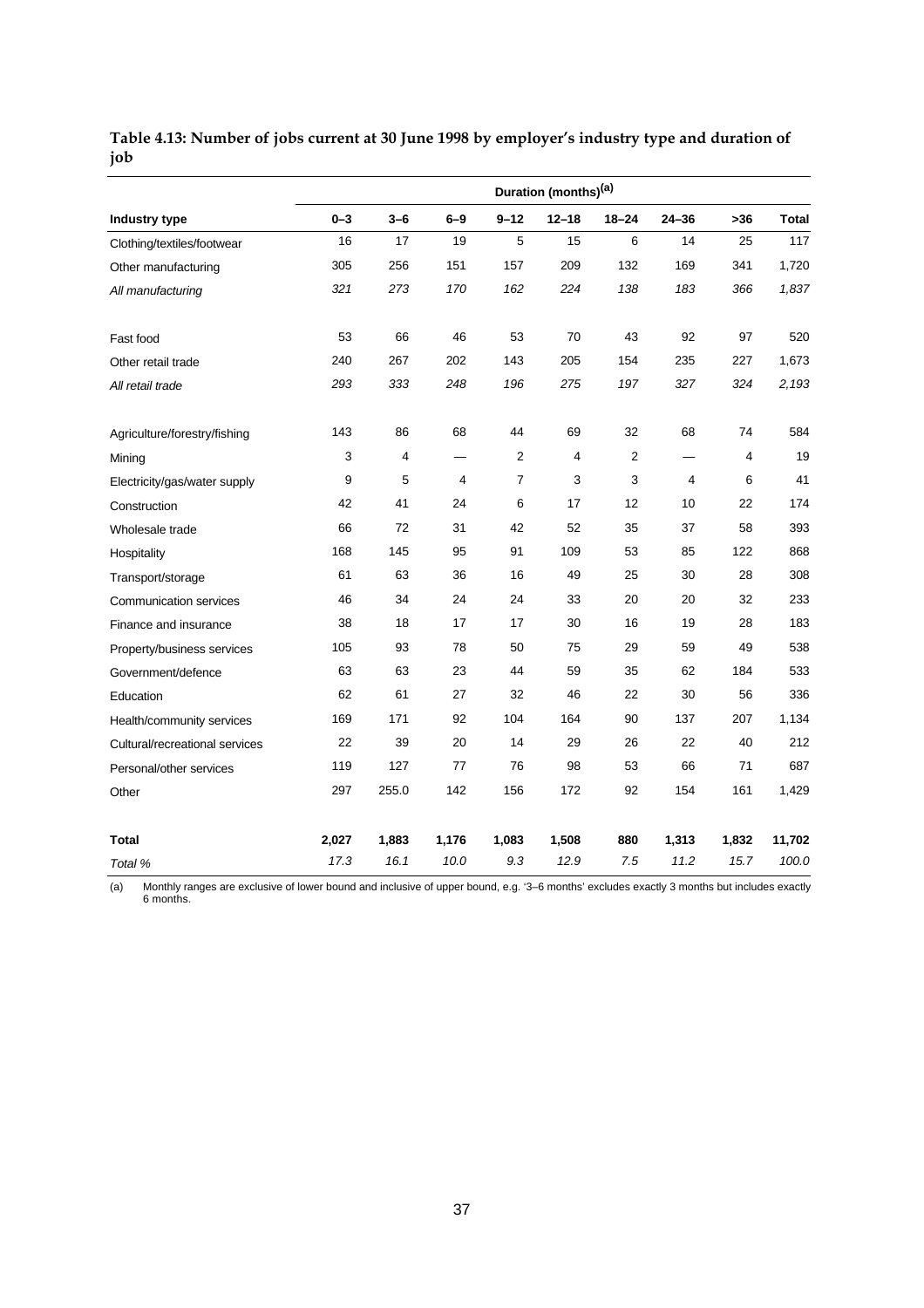**Table 4.13: Number of jobs current at 30 June 1998 by employer's industry type and duration of job**

| | Duration (months)[(a)] | | | | | | | | |
|---|---|---|---|---|---|---|---|---|---|
| **Industry type** | **0–3** | **3–6** | **6–9** | **9–12** | **12–18** | **18–24** | **24–36** | **>36** | **Total** |
| Clothing/textiles/footwear | 16 | 17 | 19 | 5 | 15 | 6 | 14 | 25 | 117 |
| Other manufacturing | 305 | 256 | 151 | 157 | 209 | 132 | 169 | 341 | 1,720 |
| *All manufacturing* | *321* | *273* | *170* | *162* | *224* | *138* | *183* | *366* | *1,837* |
| | | | | | | | | | |
| Fast food | 53 | 66 | 46 | 53 | 70 | 43 | 92 | 97 | 520 |
| Other retail trade | 240 | 267 | 202 | 143 | 205 | 154 | 235 | 227 | 1,673 |
| *All retail trade* | *293* | *333* | *248* | *196* | *275* | *197* | *327* | *324* | *2,193* |
| | | | | | | | | | |
| Agriculture/forestry/fishing | 143 | 86 | 68 | 44 | 69 | 32 | 68 | 74 | 584 |
| Mining | 3 | 4 | — | 2 | 4 | 2 | — | 4 | 19 |
| Electricity/gas/water supply | 9 | 5 | 4 | 7 | 3 | 3 | 4 | 6 | 41 |
| Construction | 42 | 41 | 24 | 6 | 17 | 12 | 10 | 22 | 174 |
| Wholesale trade | 66 | 72 | 31 | 42 | 52 | 35 | 37 | 58 | 393 |
| Hospitality | 168 | 145 | 95 | 91 | 109 | 53 | 85 | 122 | 868 |
| Transport/storage | 61 | 63 | 36 | 16 | 49 | 25 | 30 | 28 | 308 |
| Communication services | 46 | 34 | 24 | 24 | 33 | 20 | 20 | 32 | 233 |
| Finance and insurance | 38 | 18 | 17 | 17 | 30 | 16 | 19 | 28 | 183 |
| Property/business services | 105 | 93 | 78 | 50 | 75 | 29 | 59 | 49 | 538 |
| Government/defence | 63 | 63 | 23 | 44 | 59 | 35 | 62 | 184 | 533 |
| Education | 62 | 61 | 27 | 32 | 46 | 22 | 30 | 56 | 336 |
| Health/community services | 169 | 171 | 92 | 104 | 164 | 90 | 137 | 207 | 1,134 |
| Cultural/recreational services | 22 | 39 | 20 | 14 | 29 | 26 | 22 | 40 | 212 |
| Personal/other services | 119 | 127 | 77 | 76 | 98 | 53 | 66 | 71 | 687 |
| Other | 297 | 255.0 | 142 | 156 | 172 | 92 | 154 | 161 | 1,429 |
| | | | | | | | | | |
| **Total** | **2,027** | **1,883** | **1,176** | **1,083** | **1,508** | **880** | **1,313** | **1,832** | **11,702** |
| *Total %* | *17.3* | *16.1* | *10.0* | *9.3* | *12.9* | *7.5* | *11.2* | *15.7* | *100.0* |

(a) Monthly ranges are exclusive of lower bound and inclusive of upper bound, e.g. '3–6 months' excludes exactly 3 months but includes exactly 6 months.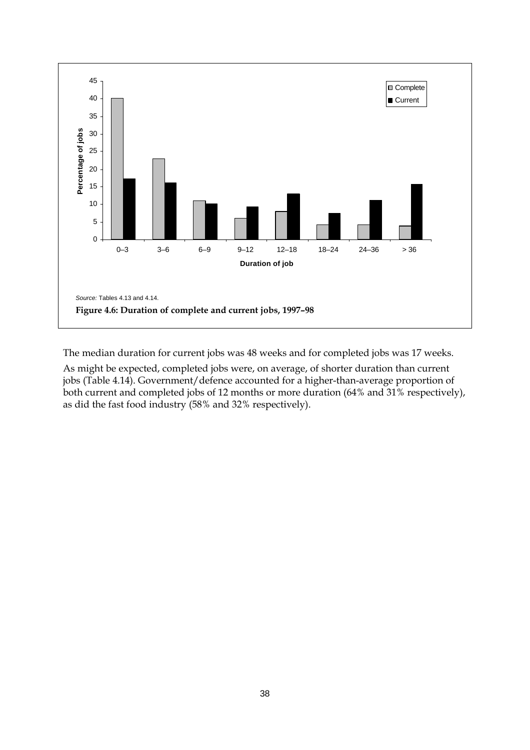Source: Tables 4.13 and 4.14.

**Figure 4.6: Duration of complete and current jobs, 1997–98**

The median duration for current jobs was 48 weeks and for completed jobs was 17 weeks.

As might be expected, completed jobs were, on average, of shorter duration than current jobs (Table 4.14). Government/defence accounted for a higher-than-average proportion of both current and completed jobs of 12 months or more duration (64% and 31% respectively), as did the fast food industry (58% and 32% respectively).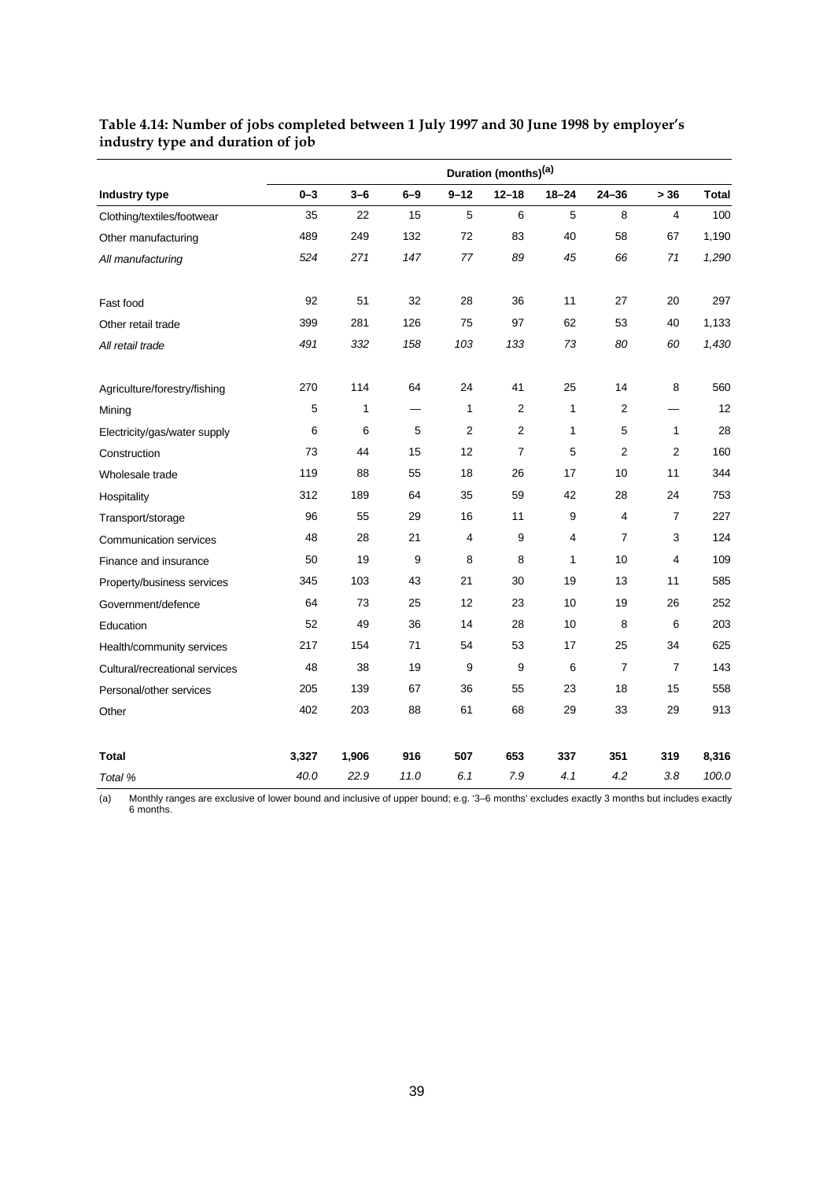**Table 4.14: Number of jobs completed between 1 July 1997 and 30 June 1998 by employer's industry type and duration of job**

| | Duration (months)[(a)] | | | | | | | | |
|---|---|---|---|---|---|---|---|---|---|
| **Industry type** | **0–3** | **3–6** | **6–9** | **9–12** | **12–18** | **18–24** | **24–36** | **> 36** | **Total** |
| Clothing/textiles/footwear | 35 | 22 | 15 | 5 | 6 | 5 | 8 | 4 | 100 |
| Other manufacturing | 489 | 249 | 132 | 72 | 83 | 40 | 58 | 67 | 1,190 |
| *All manufacturing* | *524* | *271* | *147* | *77* | *89* | *45* | *66* | *71* | *1,290* |
| Fast food | 92 | 51 | 32 | 28 | 36 | 11 | 27 | 20 | 297 |
| Other retail trade | 399 | 281 | 126 | 75 | 97 | 62 | 53 | 40 | 1,133 |
| *All retail trade* | *491* | *332* | *158* | *103* | *133* | *73* | *80* | *60* | *1,430* |
| Agriculture/forestry/fishing | 270 | 114 | 64 | 24 | 41 | 25 | 14 | 8 | 560 |
| Mining | 5 | 1 | — | 1 | 2 | 1 | 2 | — | 12 |
| Electricity/gas/water supply | 6 | 6 | 5 | 2 | 2 | 1 | 5 | 1 | 28 |
| Construction | 73 | 44 | 15 | 12 | 7 | 5 | 2 | 2 | 160 |
| Wholesale trade | 119 | 88 | 55 | 18 | 26 | 17 | 10 | 11 | 344 |
| Hospitality | 312 | 189 | 64 | 35 | 59 | 42 | 28 | 24 | 753 |
| Transport/storage | 96 | 55 | 29 | 16 | 11 | 9 | 4 | 7 | 227 |
| Communication services | 48 | 28 | 21 | 4 | 9 | 4 | 7 | 3 | 124 |
| Finance and insurance | 50 | 19 | 9 | 8 | 8 | 1 | 10 | 4 | 109 |
| Property/business services | 345 | 103 | 43 | 21 | 30 | 19 | 13 | 11 | 585 |
| Government/defence | 64 | 73 | 25 | 12 | 23 | 10 | 19 | 26 | 252 |
| Education | 52 | 49 | 36 | 14 | 28 | 10 | 8 | 6 | 203 |
| Health/community services | 217 | 154 | 71 | 54 | 53 | 17 | 25 | 34 | 625 |
| Cultural/recreational services | 48 | 38 | 19 | 9 | 9 | 6 | 7 | 7 | 143 |
| Personal/other services | 205 | 139 | 67 | 36 | 55 | 23 | 18 | 15 | 558 |
| Other | 402 | 203 | 88 | 61 | 68 | 29 | 33 | 29 | 913 |
| **Total** | **3,327** | **1,906** | **916** | **507** | **653** | **337** | **351** | **319** | **8,316** |
| *Total %* | *40.0* | *22.9* | *11.0* | *6.1* | *7.9* | *4.1* | *4.2* | *3.8* | *100.0* |

(a) Monthly ranges are exclusive of lower bound and inclusive of upper bound; e.g. '3–6 months' excludes exactly 3 months but includes exactly 6 months.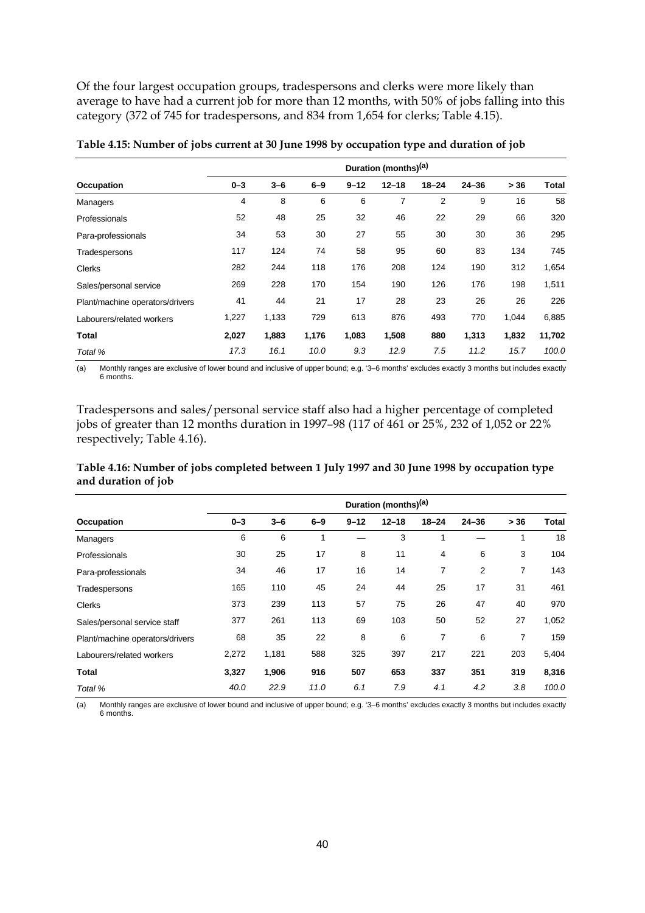Of the four largest occupation groups, tradespersons and clerks were more likely than average to have had a current job for more than 12 months, with 50% of jobs falling into this category (372 of 745 for tradespersons, and 834 from 1,654 for clerks; Table 4.15).

**Table 4.15: Number of jobs current at 30 June 1998 by occupation type and duration of job**

| | Duration (months)[(a)] | | | | | | | | |
|---|---|---|---|---|---|---|---|---|---|
| **Occupation** | **0–3** | **3–6** | **6–9** | **9–12** | **12–18** | **18–24** | **24–36** | **> 36** | **Total** |
| Managers | 4 | 8 | 6 | 6 | 7 | 2 | 9 | 16 | 58 |
| Professionals | 52 | 48 | 25 | 32 | 46 | 22 | 29 | 66 | 320 |
| Para-professionals | 34 | 53 | 30 | 27 | 55 | 30 | 30 | 36 | 295 |
| Tradespersons | 117 | 124 | 74 | 58 | 95 | 60 | 83 | 134 | 745 |
| Clerks | 282 | 244 | 118 | 176 | 208 | 124 | 190 | 312 | 1,654 |
| Sales/personal service | 269 | 228 | 170 | 154 | 190 | 126 | 176 | 198 | 1,511 |
| Plant/machine operators/drivers | 41 | 44 | 21 | 17 | 28 | 23 | 26 | 26 | 226 |
| Labourers/related workers | 1,227 | 1,133 | 729 | 613 | 876 | 493 | 770 | 1,044 | 6,885 |
| **Total** | **2,027** | **1,883** | **1,176** | **1,083** | **1,508** | **880** | **1,313** | **1,832** | **11,702** |
| *Total %* | *17.3* | *16.1* | *10.0* | *9.3* | *12.9* | *7.5* | *11.2* | *15.7* | *100.0* |

(a) Monthly ranges are exclusive of lower bound and inclusive of upper bound; e.g. '3–6 months' excludes exactly 3 months but includes exactly 6 months.

Tradespersons and sales/personal service staff also had a higher percentage of completed jobs of greater than 12 months duration in 1997–98 (117 of 461 or 25%, 232 of 1,052 or 22% respectively; Table 4.16).

**Table 4.16: Number of jobs completed between 1 July 1997 and 30 June 1998 by occupation type and duration of job**

| | Duration (months)[(a)] | | | | | | | | |
|---|---|---|---|---|---|---|---|---|---|
| **Occupation** | **0–3** | **3–6** | **6–9** | **9–12** | **12–18** | **18–24** | **24–36** | **> 36** | **Total** |
| Managers | 6 | 6 | 1 | — | 3 | 1 | — | 1 | 18 |
| Professionals | 30 | 25 | 17 | 8 | 11 | 4 | 6 | 3 | 104 |
| Para-professionals | 34 | 46 | 17 | 16 | 14 | 7 | 2 | 7 | 143 |
| Tradespersons | 165 | 110 | 45 | 24 | 44 | 25 | 17 | 31 | 461 |
| Clerks | 373 | 239 | 113 | 57 | 75 | 26 | 47 | 40 | 970 |
| Sales/personal service staff | 377 | 261 | 113 | 69 | 103 | 50 | 52 | 27 | 1,052 |
| Plant/machine operators/drivers | 68 | 35 | 22 | 8 | 6 | 7 | 6 | 7 | 159 |
| Labourers/related workers | 2,272 | 1,181 | 588 | 325 | 397 | 217 | 221 | 203 | 5,404 |
| **Total** | **3,327** | **1,906** | **916** | **507** | **653** | **337** | **351** | **319** | **8,316** |
| *Total %* | *40.0* | *22.9* | *11.0* | *6.1* | *7.9* | *4.1* | *4.2* | *3.8* | *100.0* |

(a) Monthly ranges are exclusive of lower bound and inclusive of upper bound; e.g. '3–6 months' excludes exactly 3 months but includes exactly 6 months.